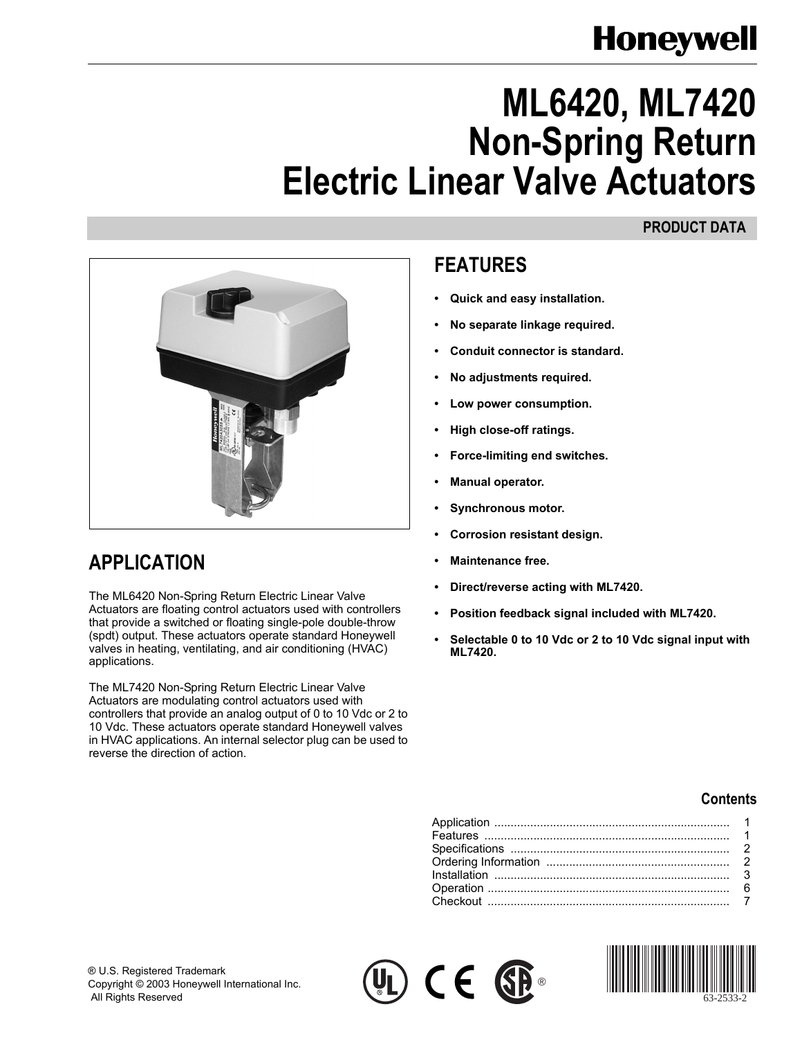Honeywell

# ML6420, ML7420 Non-Spring Return Electric Linear Valve Actuators

PRODUCT DATA

## FEATURES

- **Quick and easy installation.**
- **No separate linkage required.**
- **Conduit connector is standard.**
- **No adjustments required.**
- **Low power consumption.**
- **High close-off ratings.**
- **Force-limiting end switches.**
- **Manual operator.**
- **Synchronous motor.**
- **Corrosion resistant design.**
- **Maintenance free.**
- **Direct/reverse acting with ML7420.**
- **Position feedback signal included with ML7420.**
- **Selectable 0 to 10 Vdc or 2 to 10 Vdc signal input with ML7420.**

## APPLICATION

The ML6420 Non-Spring Return Electric Linear Valve Actuators are floating control actuators used with controllers that provide a switched or floating single-pole double-throw (spdt) output. These actuators operate standard Honeywell valves in heating, ventilating, and air conditioning (HVAC) applications.

The ML7420 Non-Spring Return Electric Linear Valve Actuators are modulating control actuators used with controllers that provide an analog output of 0 to 10 Vdc or 2 to 10 Vdc. These actuators operate standard Honeywell valves in HVAC applications. An internal selector plug can be used to reverse the direction of action.

### Contents

| | |
|---|---|
| Application | 1 |
| Features | 1 |
| Specifications | 2 |
| Ordering Information | 2 |
| Installation | 3 |
| Operation | 6 |
| Checkout | 7 |

® U.S. Registered Trademark
Copyright © 2003 Honeywell International Inc.
All Rights Reserved

63-2533-2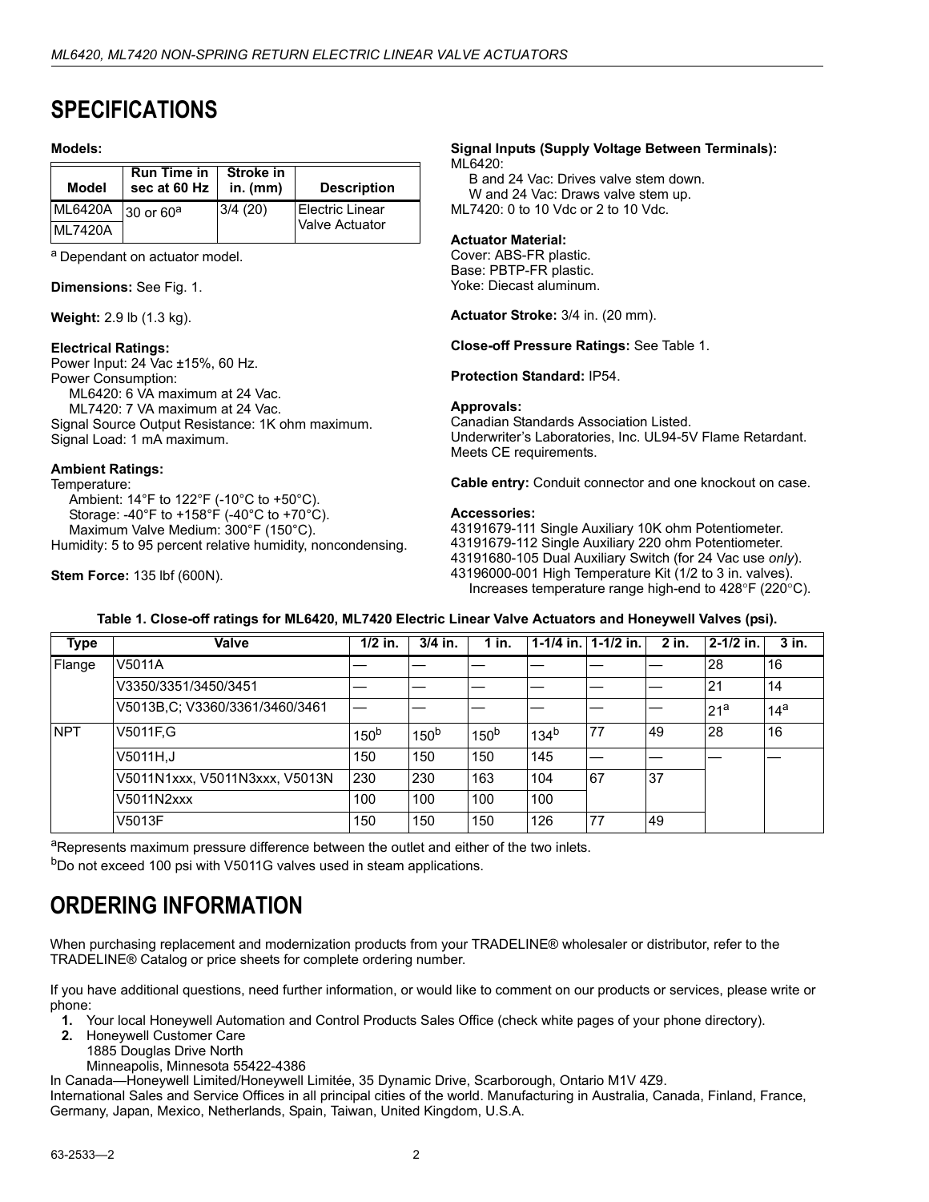# SPECIFICATIONS

**Models:**

| Model | Run Time in sec at 60 Hz | Stroke in in. (mm) | Description |
|---|---|---|---|
| ML6420A | 30 or 60[a] | 3/4 (20) | Electric Linear Valve Actuator |
| ML7420A | | | |

[a] Dependant on actuator model.

**Dimensions:** See Fig. 1.

**Weight:** 2.9 lb (1.3 kg).

**Electrical Ratings:**
Power Input: 24 Vac ±15%, 60 Hz.
Power Consumption:
ML6420: 6 VA maximum at 24 Vac.
ML7420: 7 VA maximum at 24 Vac.
Signal Source Output Resistance: 1K ohm maximum.
Signal Load: 1 mA maximum.

**Ambient Ratings:**
Temperature:
Ambient: 14°F to 122°F (-10°C to +50°C).
Storage: -40°F to +158°F (-40°C to +70°C).
Maximum Valve Medium: 300°F (150°C).
Humidity: 5 to 95 percent relative humidity, noncondensing.

**Stem Force:** 135 lbf (600N).

**Signal Inputs (Supply Voltage Between Terminals):**
ML6420:
B and 24 Vac: Drives valve stem down.
W and 24 Vac: Draws valve stem up.
ML7420: 0 to 10 Vdc or 2 to 10 Vdc.

**Actuator Material:**
Cover: ABS-FR plastic.
Base: PBTP-FR plastic.
Yoke: Diecast aluminum.

**Actuator Stroke:** 3/4 in. (20 mm).

**Close-off Pressure Ratings:** See Table 1.

**Protection Standard:** IP54.

**Approvals:**
Canadian Standards Association Listed.
Underwriter's Laboratories, Inc. UL94-5V Flame Retardant.
Meets CE requirements.

**Cable entry:** Conduit connector and one knockout on case.

**Accessories:**
43191679-111 Single Auxiliary 10K ohm Potentiometer.
43191679-112 Single Auxiliary 220 ohm Potentiometer.
43191680-105 Dual Auxiliary Switch (for 24 Vac use *only*).
43196000-001 High Temperature Kit (1/2 to 3 in. valves).
Increases temperature range high-end to 428°F (220°C).

**Table 1. Close-off ratings for ML6420, ML7420 Electric Linear Valve Actuators and Honeywell Valves (psi).**

| Type | Valve | 1/2 in. | 3/4 in. | 1 in. | 1-1/4 in. | 1-1/2 in. | 2 in. | 2-1/2 in. | 3 in. |
|---|---|---|---|---|---|---|---|---|---|
| Flange | V5011A | — | — | — | — | — | — | 28 | 16 |
| | V3350/3351/3450/3451 | — | — | — | — | — | — | 21 | 14 |
| | V5013B,C; V3360/3361/3460/3461 | — | — | — | — | — | — | 21[a] | 14[a] |
| NPT | V5011F,G | 150[b] | 150[b] | 150[b] | 134[b] | 77 | 49 | 28 | 16 |
| | V5011H,J | 150 | 150 | 150 | 145 | — | — | — | — |
| | V5011N1xxx, V5011N3xxx, V5013N | 230 | 230 | 163 | 104 | 67 | 37 | | |
| | V5011N2xxx | 100 | 100 | 100 | 100 | | | | |
| | V5013F | 150 | 150 | 150 | 126 | 77 | 49 | | |

[a] Represents maximum pressure difference between the outlet and either of the two inlets.

[b] Do not exceed 100 psi with V5011G valves used in steam applications.

# ORDERING INFORMATION

When purchasing replacement and modernization products from your TRADELINE® wholesaler or distributor, refer to the TRADELINE® Catalog or price sheets for complete ordering number.

If you have additional questions, need further information, or would like to comment on our products or services, please write or phone:

1. Your local Honeywell Automation and Control Products Sales Office (check white pages of your phone directory).
2. Honeywell Customer Care
   1885 Douglas Drive North
   Minneapolis, Minnesota 55422-4386

In Canada—Honeywell Limited/Honeywell Limitée, 35 Dynamic Drive, Scarborough, Ontario M1V 4Z9.
International Sales and Service Offices in all principal cities of the world. Manufacturing in Australia, Canada, Finland, France, Germany, Japan, Mexico, Netherlands, Spain, Taiwan, United Kingdom, U.S.A.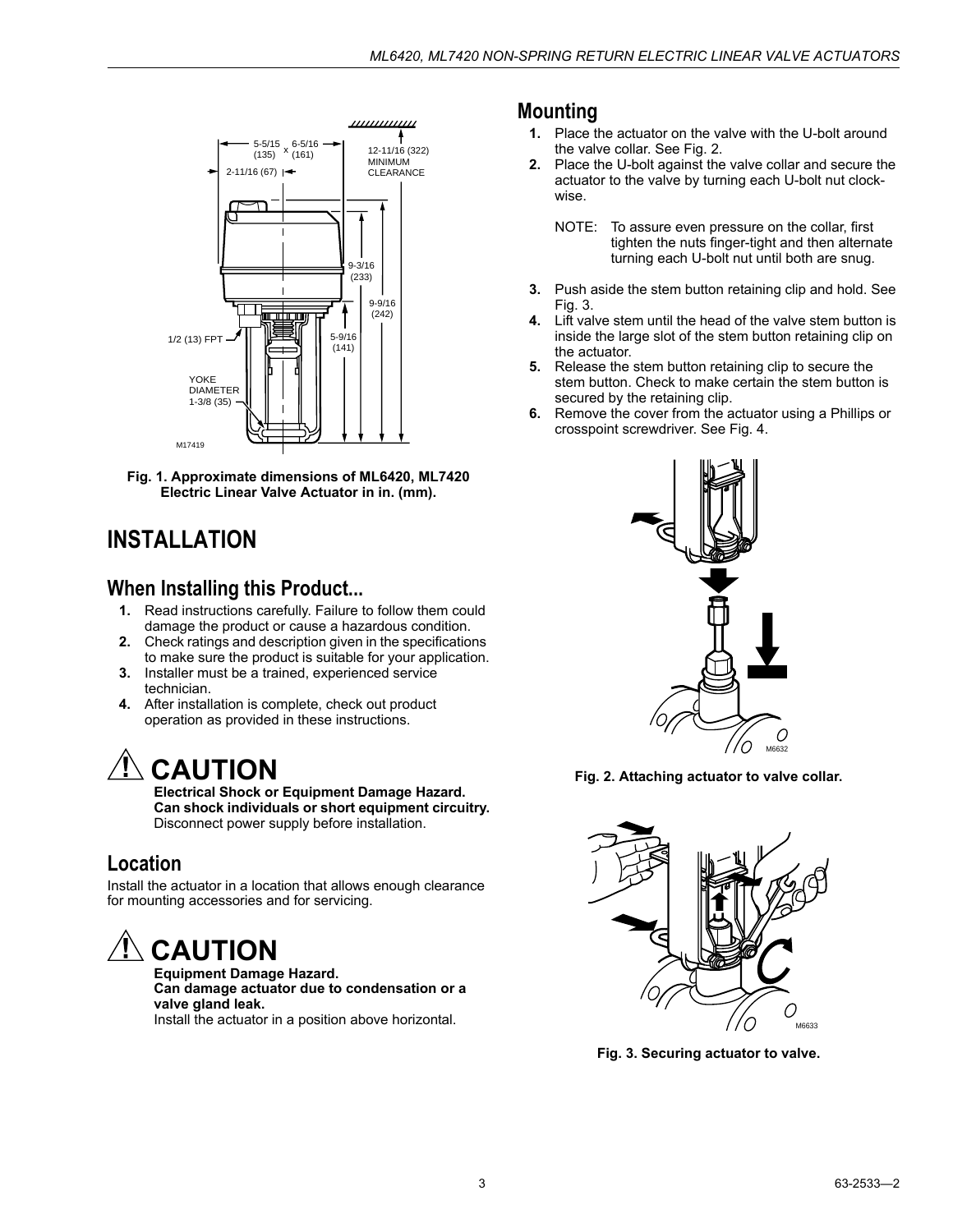Fig. 1. Approximate dimensions of ML6420, ML7420 Electric Linear Valve Actuator in in. (mm).

# INSTALLATION

## When Installing this Product...

1. Read instructions carefully. Failure to follow them could damage the product or cause a hazardous condition.
2. Check ratings and description given in the specifications to make sure the product is suitable for your application.
3. Installer must be a trained, experienced service technician.
4. After installation is complete, check out product operation as provided in these instructions.

## ⚠ CAUTION

**Electrical Shock or Equipment Damage Hazard.**
**Can shock individuals or short equipment circuitry.**
Disconnect power supply before installation.

## Location

Install the actuator in a location that allows enough clearance for mounting accessories and for servicing.

## ⚠ CAUTION

**Equipment Damage Hazard.**
**Can damage actuator due to condensation or a valve gland leak.**
Install the actuator in a position above horizontal.

## Mounting

1. Place the actuator on the valve with the U-bolt around the valve collar. See Fig. 2.
2. Place the U-bolt against the valve collar and secure the actuator to the valve by turning each U-bolt nut clockwise.

   NOTE: To assure even pressure on the collar, first tighten the nuts finger-tight and then alternate turning each U-bolt nut until both are snug.

3. Push aside the stem button retaining clip and hold. See Fig. 3.
4. Lift valve stem until the head of the valve stem button is inside the large slot of the stem button retaining clip on the actuator.
5. Release the stem button retaining clip to secure the stem button. Check to make certain the stem button is secured by the retaining clip.
6. Remove the cover from the actuator using a Phillips or crosspoint screwdriver. See Fig. 4.

Fig. 2. Attaching actuator to valve collar.

Fig. 3. Securing actuator to valve.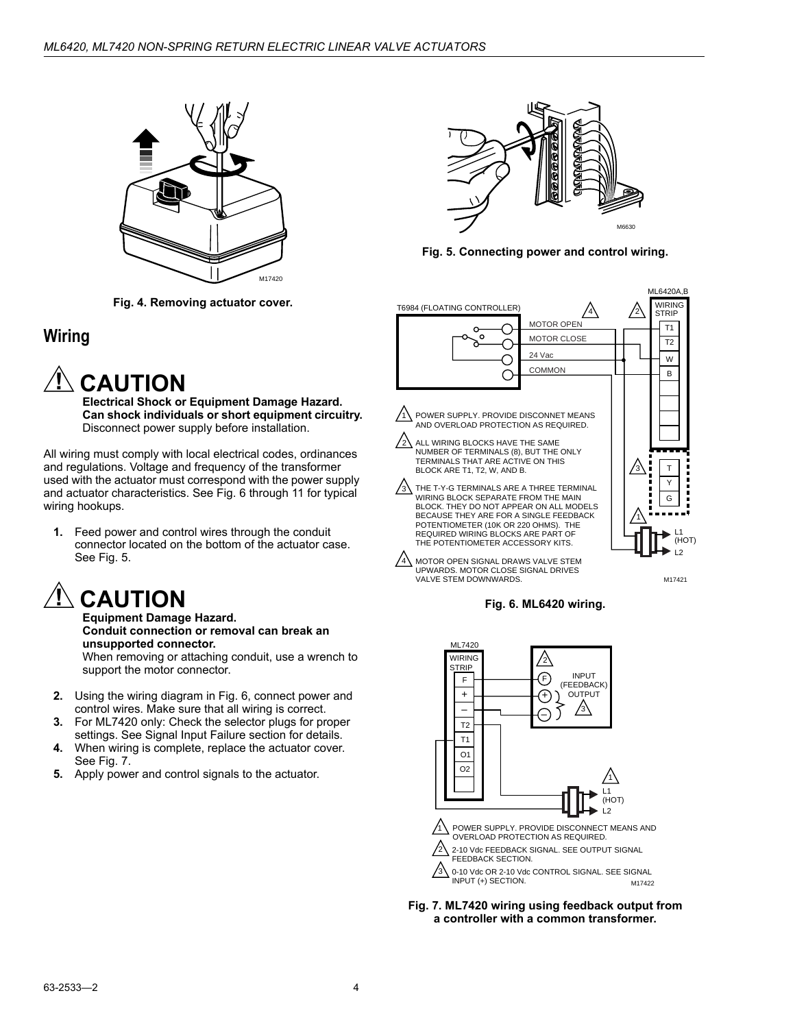Fig. 4. Removing actuator cover.

Fig. 5. Connecting power and control wiring.

## Wiring

### ⚠ CAUTION

**Electrical Shock or Equipment Damage Hazard.**
**Can shock individuals or short equipment circuitry.**
Disconnect power supply before installation.

All wiring must comply with local electrical codes, ordinances and regulations. Voltage and frequency of the transformer used with the actuator must correspond with the power supply and actuator characteristics. See Fig. 6 through 11 for typical wiring hookups.

1. Feed power and control wires through the conduit connector located on the bottom of the actuator case. See Fig. 5.

### ⚠ CAUTION

**Equipment Damage Hazard.**
**Conduit connection or removal can break an unsupported connector.**
When removing or attaching conduit, use a wrench to support the motor connector.

2. Using the wiring diagram in Fig. 6, connect power and control wires. Make sure that all wiring is correct.
3. For ML7420 only: Check the selector plugs for proper settings. See Signal Input Failure section for details.
4. When wiring is complete, replace the actuator cover. See Fig. 7.
5. Apply power and control signals to the actuator.

1. POWER SUPPLY. PROVIDE DISCONNET MEANS AND OVERLOAD PROTECTION AS REQUIRED.
2. ALL WIRING BLOCKS HAVE THE SAME NUMBER OF TERMINALS (8), BUT THE ONLY TERMINALS THAT ARE ACTIVE ON THIS BLOCK ARE T1, T2, W, AND B.
3. THE T-Y-G TERMINALS ARE A THREE TERMINAL WIRING BLOCK SEPARATE FROM THE MAIN BLOCK. THEY DO NOT APPEAR ON ALL MODELS BECAUSE THEY ARE FOR A SINGLE FEEDBACK POTENTIOMETER (10K OR 220 OHMS). THE REQUIRED WIRING BLOCKS ARE PART OF THE POTENTIOMETER ACCESSORY KITS.
4. MOTOR OPEN SIGNAL DRAWS VALVE STEM UPWARDS. MOTOR CLOSE SIGNAL DRIVES VALVE STEM DOWNWARDS.

Fig. 6. ML6420 wiring.

1. POWER SUPPLY. PROVIDE DISCONNECT MEANS AND OVERLOAD PROTECTION AS REQUIRED.
2. 2-10 Vdc FEEDBACK SIGNAL. SEE OUTPUT SIGNAL FEEDBACK SECTION.
3. 0-10 Vdc OR 2-10 Vdc CONTROL SIGNAL. SEE SIGNAL INPUT (+) SECTION.

Fig. 7. ML7420 wiring using feedback output from a controller with a common transformer.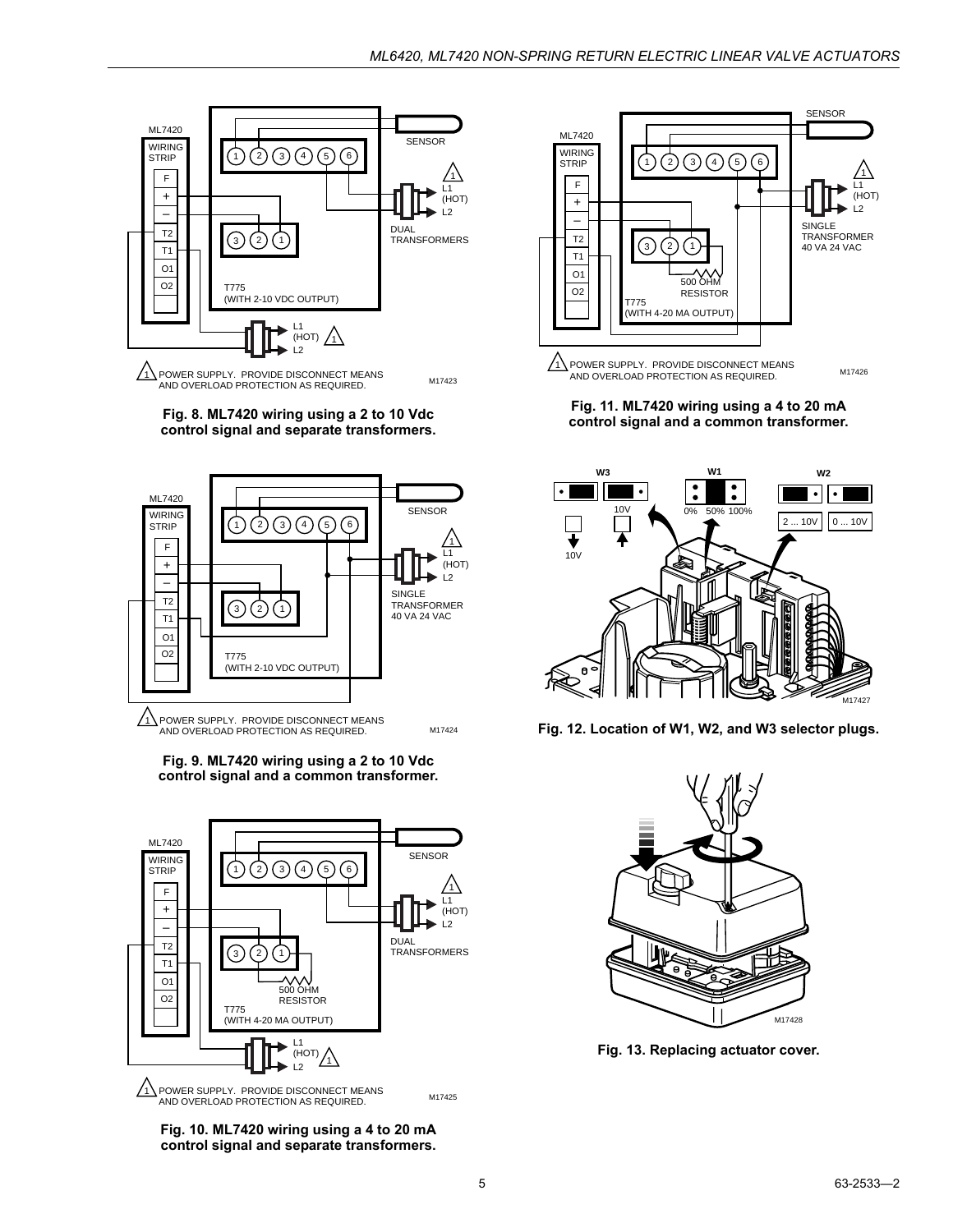ML7420 WIRING STRIP

F
+
–
T2
T1
O1
O2

SENSOR

1 2 3 4 5 6

L1 (HOT)
L2

DUAL TRANSFORMERS

3 2 1

T775 (WITH 2-10 VDC OUTPUT)

L1 (HOT)
L2

1 POWER SUPPLY. PROVIDE DISCONNECT MEANS AND OVERLOAD PROTECTION AS REQUIRED.

M17423

**Fig. 8. ML7420 wiring using a 2 to 10 Vdc control signal and separate transformers.**

ML7420 WIRING STRIP

F
+
–
T2
T1
O1
O2

SENSOR

1 2 3 4 5 6

L1 (HOT)
L2

SINGLE TRANSFORMER 40 VA 24 VAC

3 2 1

T775 (WITH 2-10 VDC OUTPUT)

1 POWER SUPPLY. PROVIDE DISCONNECT MEANS AND OVERLOAD PROTECTION AS REQUIRED.

M17424

**Fig. 9. ML7420 wiring using a 2 to 10 Vdc control signal and a common transformer.**

ML7420 WIRING STRIP

F
+
–
T2
T1
O1
O2

SENSOR

1 2 3 4 5 6

L1 (HOT)
L2

DUAL TRANSFORMERS

3 2 1

500 OHM RESISTOR

T775 (WITH 4-20 MA OUTPUT)

L1 (HOT)
L2

1 POWER SUPPLY. PROVIDE DISCONNECT MEANS AND OVERLOAD PROTECTION AS REQUIRED.

M17425

**Fig. 10. ML7420 wiring using a 4 to 20 mA control signal and separate transformers.**

ML7420 WIRING STRIP

F
+
–
T2
T1
O1
O2

SENSOR

1 2 3 4 5 6

L1 (HOT)
L2

SINGLE TRANSFORMER 40 VA 24 VAC

3 2 1

500 OHM RESISTOR

T775 (WITH 4-20 MA OUTPUT)

1 POWER SUPPLY. PROVIDE DISCONNECT MEANS AND OVERLOAD PROTECTION AS REQUIRED.

M17426

**Fig. 11. ML7420 wiring using a 4 to 20 mA control signal and a common transformer.**

W3 W1 W2

10V 0% 50% 100% 2 ... 10V 0 ... 10V

10V

M17427

**Fig. 12. Location of W1, W2, and W3 selector plugs.**

M17428

**Fig. 13. Replacing actuator cover.**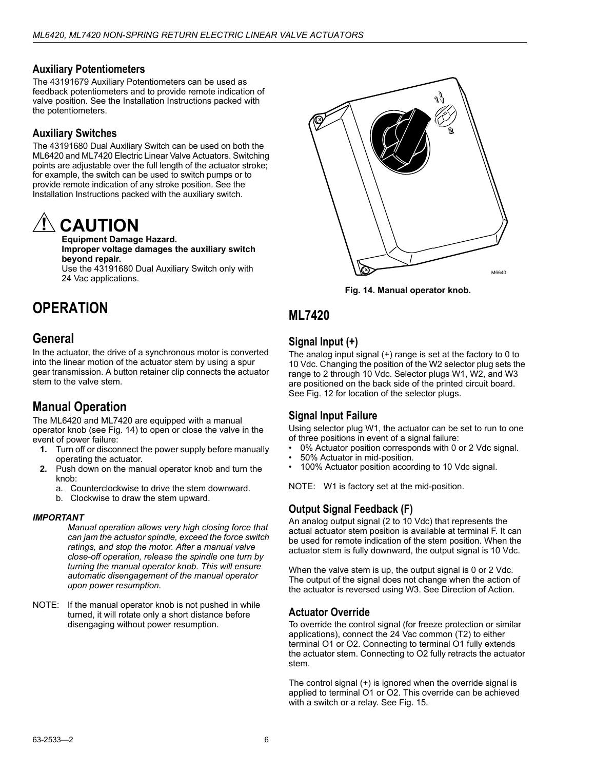## Auxiliary Potentiometers

The 43191679 Auxiliary Potentiometers can be used as feedback potentiometers and to provide remote indication of valve position. See the Installation Instructions packed with the potentiometers.

## Auxiliary Switches

The 43191680 Dual Auxiliary Switch can be used on both the ML6420 and ML7420 Electric Linear Valve Actuators. Switching points are adjustable over the full length of the actuator stroke; for example, the switch can be used to switch pumps or to provide remote indication of any stroke position. See the Installation Instructions packed with the auxiliary switch.

## ⚠ CAUTION

**Equipment Damage Hazard.**
**Improper voltage damages the auxiliary switch beyond repair.**
Use the 43191680 Dual Auxiliary Switch only with 24 Vac applications.

# OPERATION

## General

In the actuator, the drive of a synchronous motor is converted into the linear motion of the actuator stem by using a spur gear transmission. A button retainer clip connects the actuator stem to the valve stem.

## Manual Operation

The ML6420 and ML7420 are equipped with a manual operator knob (see Fig. 14) to open or close the valve in the event of power failure:

1. Turn off or disconnect the power supply before manually operating the actuator.
2. Push down on the manual operator knob and turn the knob:
   a. Counterclockwise to drive the stem downward.
   b. Clockwise to draw the stem upward.

***IMPORTANT***

*Manual operation allows very high closing force that can jam the actuator spindle, exceed the force switch ratings, and stop the motor. After a manual valve close-off operation, release the spindle one turn by turning the manual operator knob. This will ensure automatic disengagement of the manual operator upon power resumption.*

NOTE: If the manual operator knob is not pushed in while turned, it will rotate only a short distance before disengaging without power resumption.

**Fig. 14. Manual operator knob.**

# ML7420

## Signal Input (+)

The analog input signal (+) range is set at the factory to 0 to 10 Vdc. Changing the position of the W2 selector plug sets the range to 2 through 10 Vdc. Selector plugs W1, W2, and W3 are positioned on the back side of the printed circuit board. See Fig. 12 for location of the selector plugs.

## Signal Input Failure

Using selector plug W1, the actuator can be set to run to one of three positions in event of a signal failure:

- 0% Actuator position corresponds with 0 or 2 Vdc signal.
- 50% Actuator in mid-position.
- 100% Actuator position according to 10 Vdc signal.

NOTE: W1 is factory set at the mid-position.

## Output Signal Feedback (F)

An analog output signal (2 to 10 Vdc) that represents the actual actuator stem position is available at terminal F. It can be used for remote indication of the stem position. When the actuator stem is fully downward, the output signal is 10 Vdc.

When the valve stem is up, the output signal is 0 or 2 Vdc. The output of the signal does not change when the action of the actuator is reversed using W3. See Direction of Action.

## Actuator Override

To override the control signal (for freeze protection or similar applications), connect the 24 Vac common (T2) to either terminal O1 or O2. Connecting to terminal O1 fully extends the actuator stem. Connecting to O2 fully retracts the actuator stem.

The control signal (+) is ignored when the override signal is applied to terminal O1 or O2. This override can be achieved with a switch or a relay. See Fig. 15.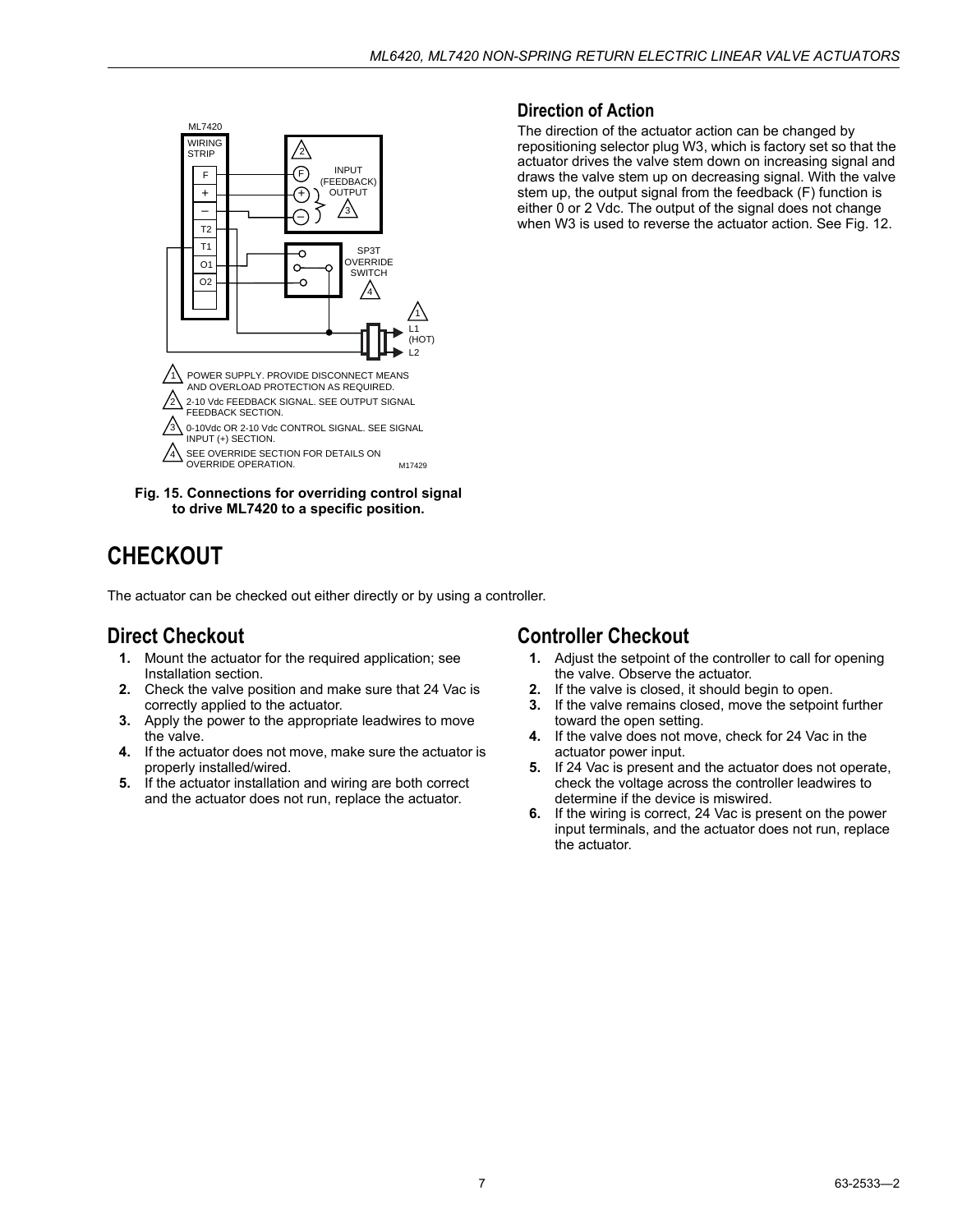ML7420

WIRING STRIP

F
+
–
T2
T1
O1
O2

INPUT (FEEDBACK) OUTPUT

SP3T OVERRIDE SWITCH

L1 (HOT)
L2

1 POWER SUPPLY. PROVIDE DISCONNECT MEANS AND OVERLOAD PROTECTION AS REQUIRED.

2 2-10 Vdc FEEDBACK SIGNAL. SEE OUTPUT SIGNAL FEEDBACK SECTION.

3 0-10Vdc OR 2-10 Vdc CONTROL SIGNAL. SEE SIGNAL INPUT (+) SECTION.

4 SEE OVERRIDE SECTION FOR DETAILS ON OVERRIDE OPERATION.

M17429

**Fig. 15. Connections for overriding control signal to drive ML7420 to a specific position.**

## Direction of Action

The direction of the actuator action can be changed by repositioning selector plug W3, which is factory set so that the actuator drives the valve stem down on increasing signal and draws the valve stem up on decreasing signal. With the valve stem up, the output signal from the feedback (F) function is either 0 or 2 Vdc. The output of the signal does not change when W3 is used to reverse the actuator action. See Fig. 12.

# CHECKOUT

The actuator can be checked out either directly or by using a controller.

## Direct Checkout

1. Mount the actuator for the required application; see Installation section.
2. Check the valve position and make sure that 24 Vac is correctly applied to the actuator.
3. Apply the power to the appropriate leadwires to move the valve.
4. If the actuator does not move, make sure the actuator is properly installed/wired.
5. If the actuator installation and wiring are both correct and the actuator does not run, replace the actuator.

## Controller Checkout

1. Adjust the setpoint of the controller to call for opening the valve. Observe the actuator.
2. If the valve is closed, it should begin to open.
3. If the valve remains closed, move the setpoint further toward the open setting.
4. If the valve does not move, check for 24 Vac in the actuator power input.
5. If 24 Vac is present and the actuator does not operate, check the voltage across the controller leadwires to determine if the device is miswired.
6. If the wiring is correct, 24 Vac is present on the power input terminals, and the actuator does not run, replace the actuator.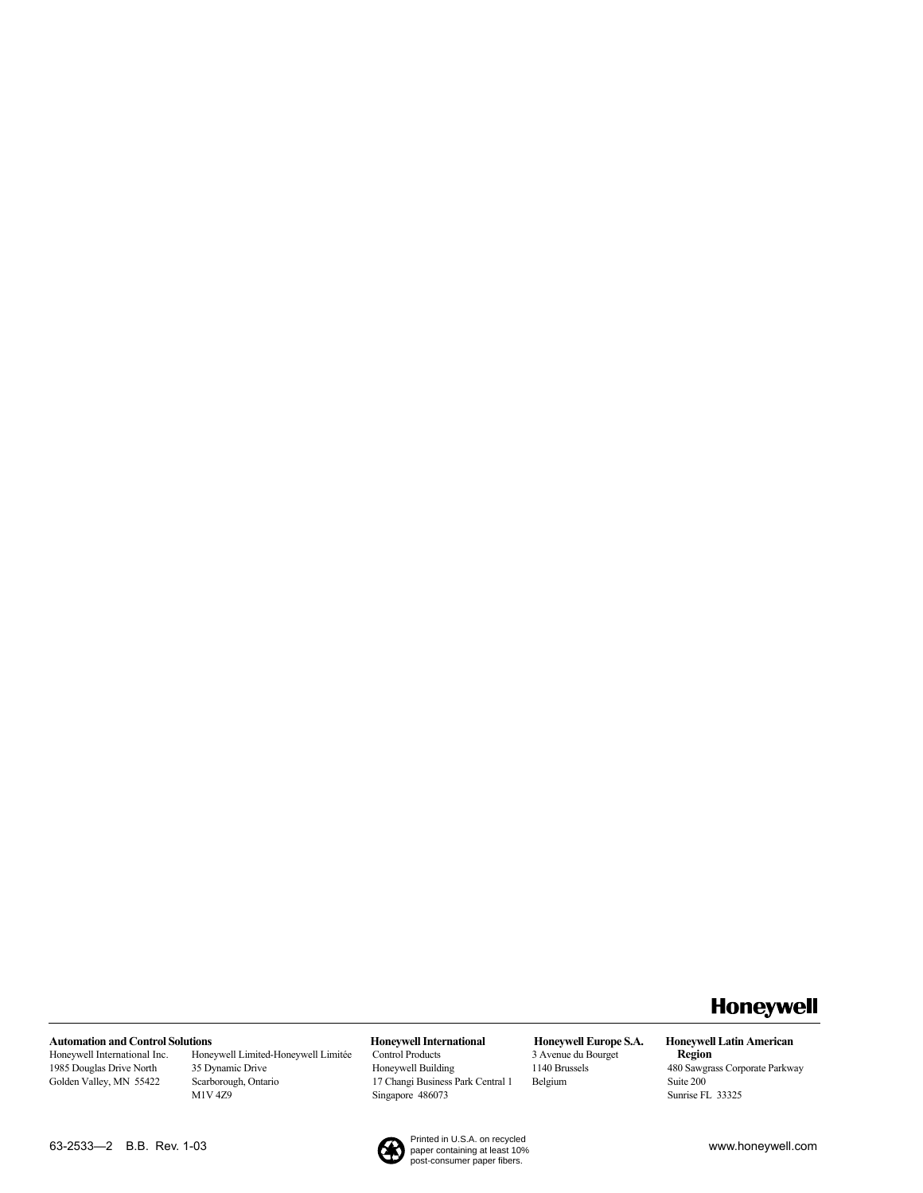**Honeywell**

**Automation and Control Solutions**

Honeywell International Inc.
1985 Douglas Drive North
Golden Valley, MN 55422

Honeywell Limited-Honeywell Limitée
35 Dynamic Drive
Scarborough, Ontario
M1V 4Z9

**Honeywell International**
Control Products
Honeywell Building
17 Changi Business Park Central 1
Singapore 486073

**Honeywell Europe S.A.**
3 Avenue du Bourget
1140 Brussels
Belgium

**Honeywell Latin American Region**
480 Sawgrass Corporate Parkway
Suite 200
Sunrise FL 33325

63-2533—2 B.B. Rev. 1-03

Printed in U.S.A. on recycled paper containing at least 10% post-consumer paper fibers.

www.honeywell.com